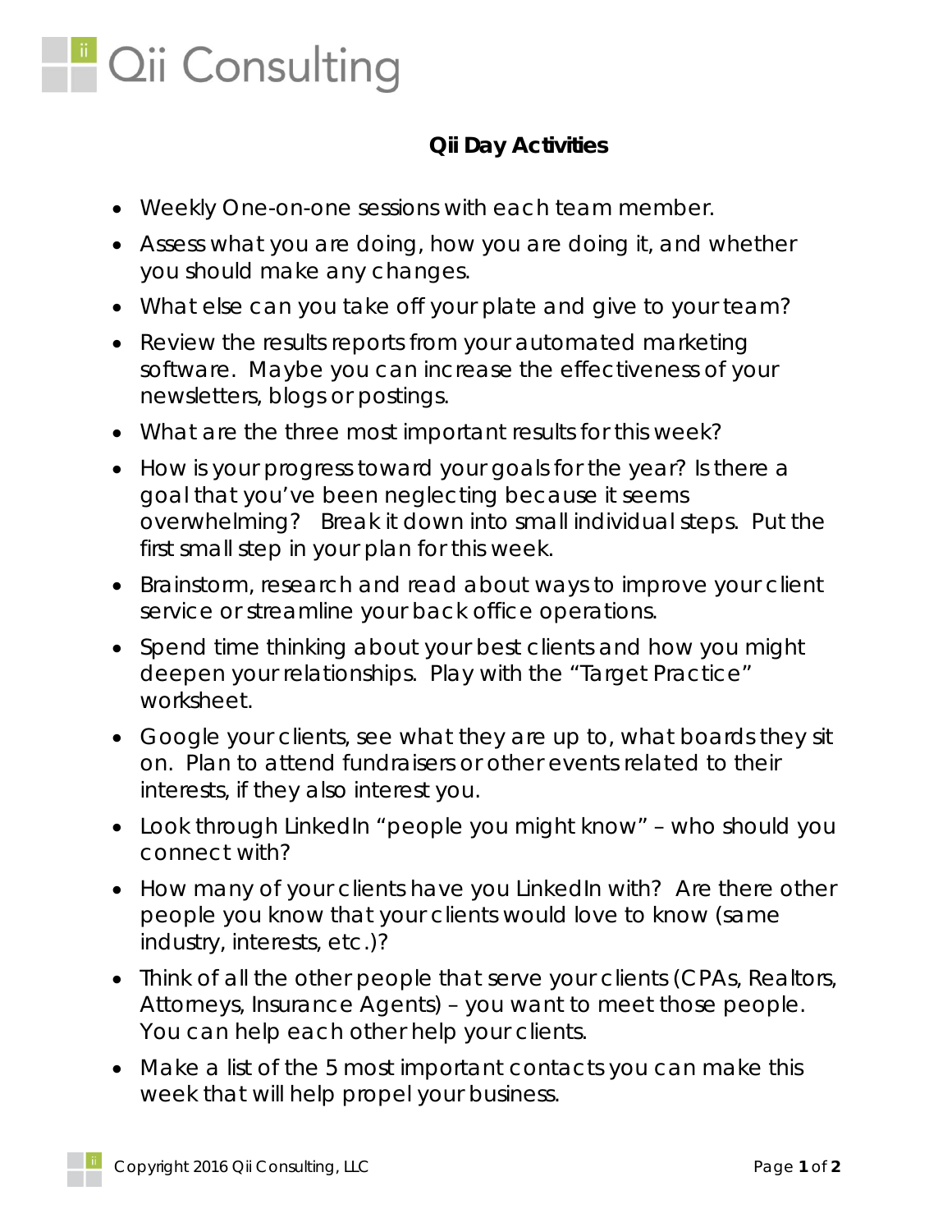# Qii Consulting

## Qii Day Activities

- Weekly One-on-one sessions with each team member.
- Assess what you are doing, how you are doing it, and whether you should make any changes.
- What else can you take off your plate and give to your team?
- Review the results reports from your automated marketing software. Maybe you can increase the effectiveness of your newsletters, blogs or postings.
- What are the three most important results for this week?
- How is your progress toward your goals for the year? Is there a goal that you've been neglecting because it seems overwhelming? Break it down into small individual steps. Put the first small step in your plan for this week.
- Brainstorm, research and read about ways to improve your client service or streamline your back office operations.
- Spend time thinking about your best clients and how you might deepen your relationships. Play with the "Target Practice" worksheet.
- Google your clients, see what they are up to, what boards they sit on. Plan to attend fundraisers or other events related to their interests, if they also interest you.
- Look through LinkedIn "people you might know" – who should you connect with?
- How many of your clients have you LinkedIn with? Are there other people you know that your clients would love to know (same industry, interests, etc.)?
- Think of all the other people that serve your clients (CPAs, Realtors, Attorneys, Insurance Agents) – you want to meet those people. You can help each other help your clients.
- Make a list of the 5 most important contacts you can make this week that will help propel your business.

Copyright 2016 Qii Consulting, LLC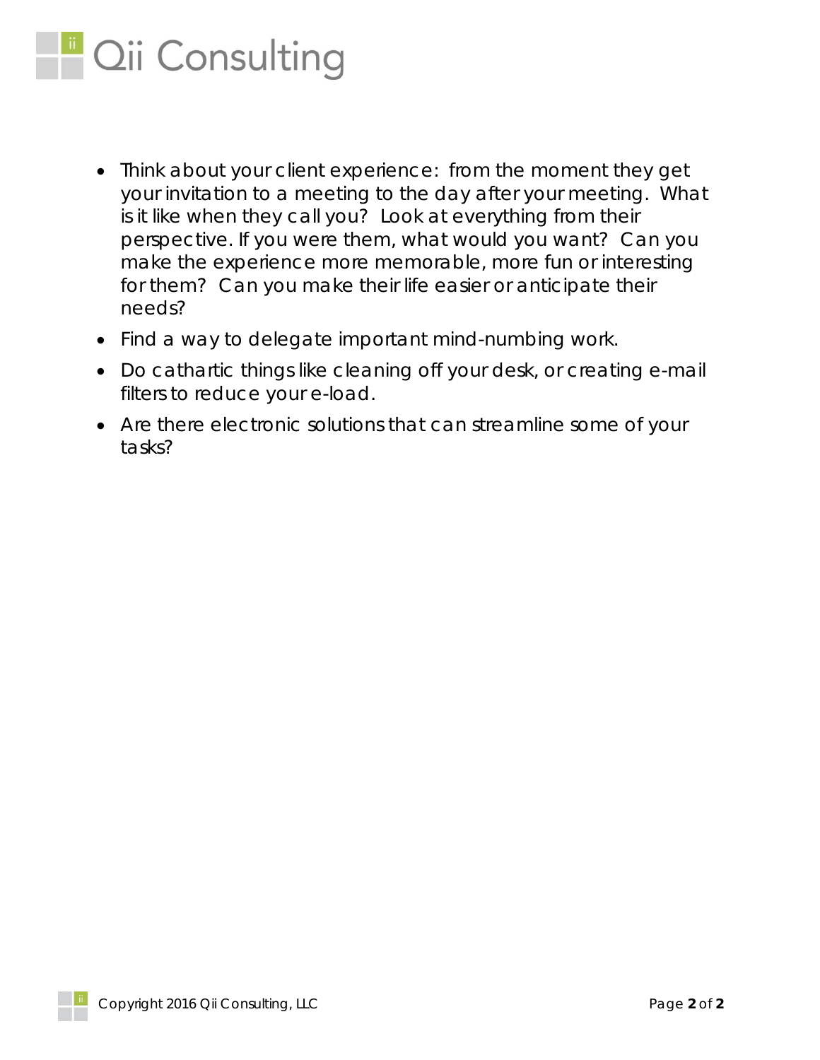- Think about your client experience: from the moment they get your invitation to a meeting to the day after your meeting. What is it like when they call you? Look at everything from their perspective. If you were them, what would you want? Can you make the experience more memorable, more fun or interesting for them? Can you make their life easier or anticipate their needs?
- Find a way to delegate important mind-numbing work.
- Do cathartic things like cleaning off your desk, or creating e-mail filters to reduce your e-load.
- Are there electronic solutions that can streamline some of your tasks?